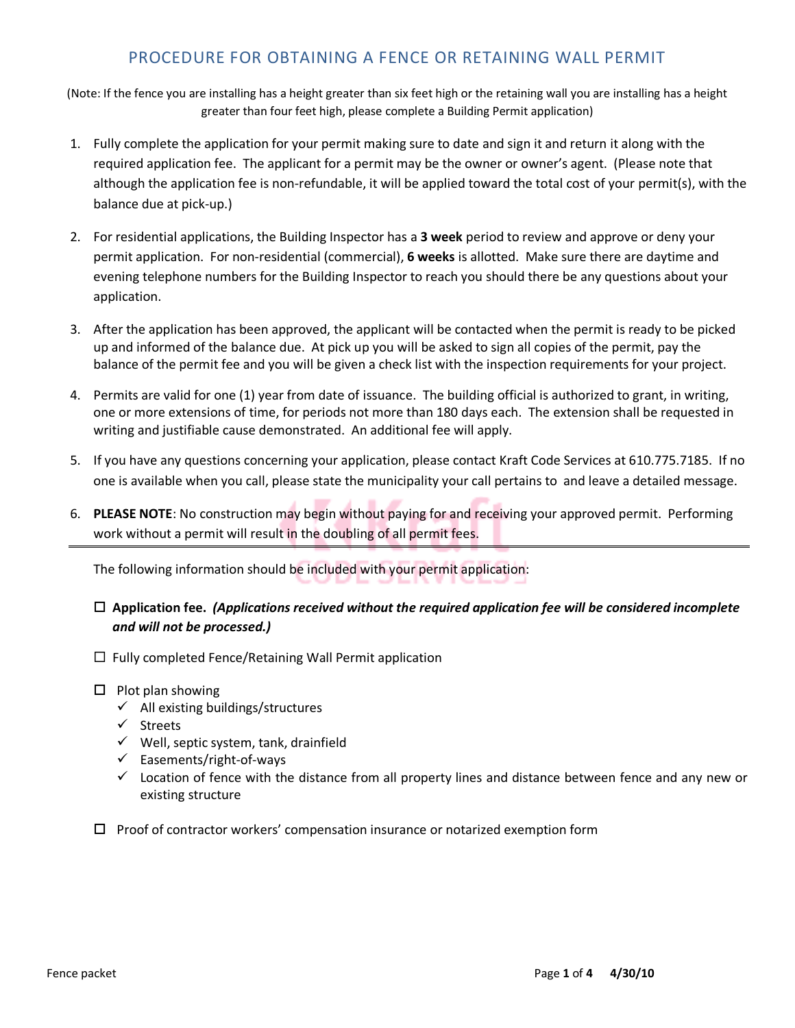# PROCEDURE FOR OBTAINING A FENCE OR RETAINING WALL PERMIT

(Note: If the fence you are installing has a height greater than six feet high or the retaining wall you are installing has a height greater than four feet high, please complete a Building Permit application)

1. Fully complete the application for your permit making sure to date and sign it and return it along with the required application fee. The applicant for a permit may be the owner or owner's agent. (Please note that although the application fee is non-refundable, it will be applied toward the total cost of your permit(s), with the balance due at pick-up.)

2. For residential applications, the Building Inspector has a **3 week** period to review and approve or deny your permit application. For non-residential (commercial), **6 weeks** is allotted. Make sure there are daytime and evening telephone numbers for the Building Inspector to reach you should there be any questions about your application.

3. After the application has been approved, the applicant will be contacted when the permit is ready to be picked up and informed of the balance due. At pick up you will be asked to sign all copies of the permit, pay the balance of the permit fee and you will be given a check list with the inspection requirements for your project.

4. Permits are valid for one (1) year from date of issuance. The building official is authorized to grant, in writing, one or more extensions of time, for periods not more than 180 days each. The extension shall be requested in writing and justifiable cause demonstrated. An additional fee will apply.

5. If you have any questions concerning your application, please contact Kraft Code Services at 610.775.7185. If no one is available when you call, please state the municipality your call pertains to and leave a detailed message.

6. **PLEASE NOTE**: No construction may begin without paying for and receiving your approved permit. Performing work without a permit will result in the doubling of all permit fees.

---

The following information should be included with your permit application:

- ☐ **Application fee.** ***(Applications received without the required application fee will be considered incomplete and will not be processed.)***

- ☐ Fully completed Fence/Retaining Wall Permit application

- ☐ Plot plan showing
  - ✓ All existing buildings/structures
  - ✓ Streets
  - ✓ Well, septic system, tank, drainfield
  - ✓ Easements/right-of-ways
  - ✓ Location of fence with the distance from all property lines and distance between fence and any new or existing structure

- ☐ Proof of contractor workers' compensation insurance or notarized exemption form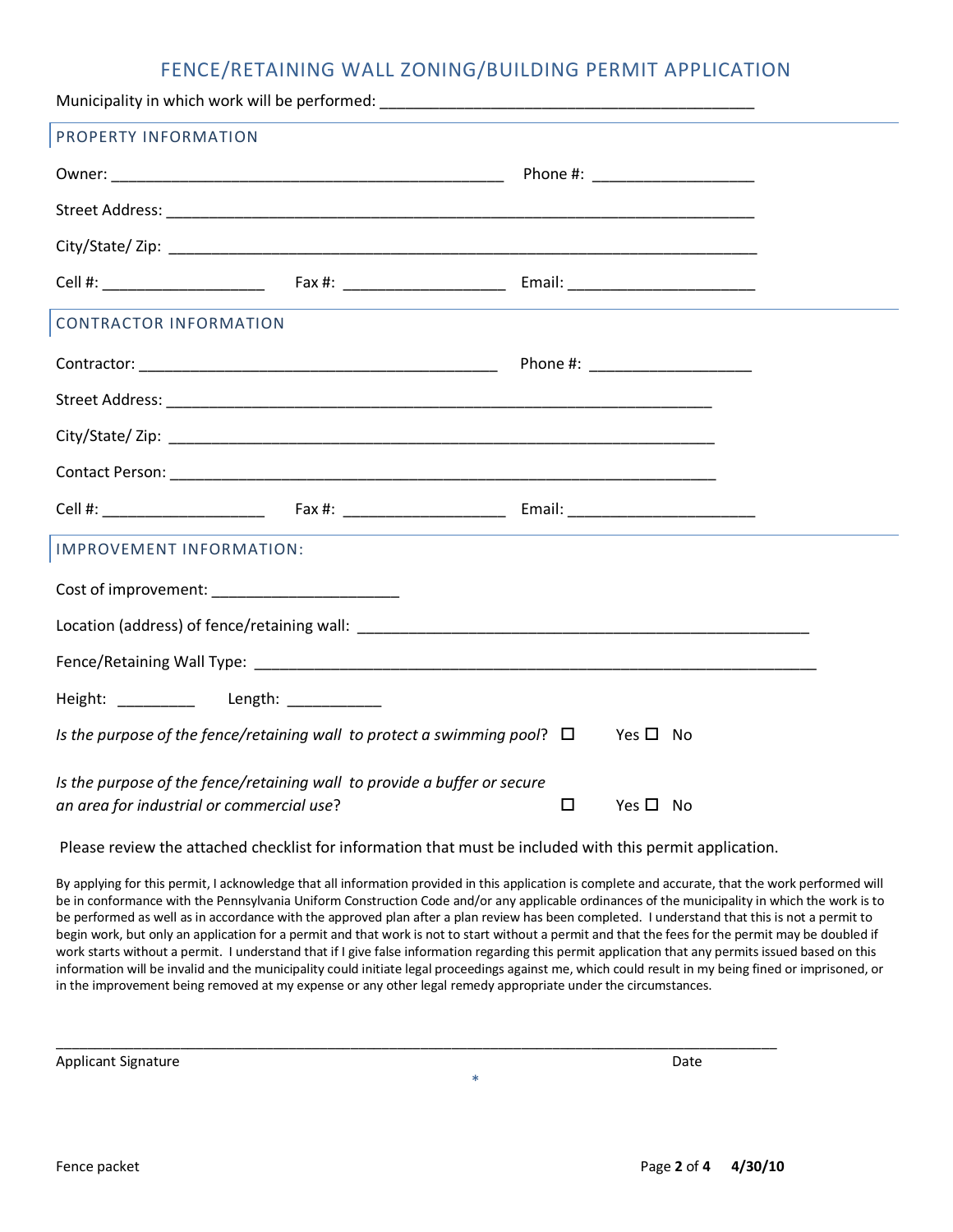# FENCE/RETAINING WALL ZONING/BUILDING PERMIT APPLICATION

Municipality in which work will be performed: ___________________________________________

## PROPERTY INFORMATION

Owner: _______________________________________________ Phone #: ___________________

Street Address: _________________________________________________________________

City/State/ Zip: _________________________________________________________________

Cell #: ___________________ Fax #: ___________________ Email: ______________________

## CONTRACTOR INFORMATION

Contractor: __________________________________________ Phone #: ___________________

Street Address: ______________________________________________________________

City/State/ Zip: ______________________________________________________________

Contact Person: ______________________________________________________________

Cell #: ___________________ Fax #: ___________________ Email: ______________________

## IMPROVEMENT INFORMATION:

Cost of improvement: _____________________

Location (address) of fence/retaining wall: _____________________________________________________

Fence/Retaining Wall Type: _________________________________________________________________

Height: _________ Length: ___________

*Is the purpose of the fence/retaining wall to protect a swimming pool*? ☐ Yes ☐ No

*Is the purpose of the fence/retaining wall to provide a buffer or secure an area for industrial or commercial use*? ☐ Yes ☐ No

Please review the attached checklist for information that must be included with this permit application.

By applying for this permit, I acknowledge that all information provided in this application is complete and accurate, that the work performed will be in conformance with the Pennsylvania Uniform Construction Code and/or any applicable ordinances of the municipality in which the work is to be performed as well as in accordance with the approved plan after a plan review has been completed. I understand that this is not a permit to begin work, but only an application for a permit and that work is not to start without a permit and that the fees for the permit may be doubled if work starts without a permit. I understand that if I give false information regarding this permit application that any permits issued based on this information will be invalid and the municipality could initiate legal proceedings against me, which could result in my being fined or imprisoned, or in the improvement being removed at my expense or any other legal remedy appropriate under the circumstances.

_____________________________________________________________________________________

Applicant Signature Date

*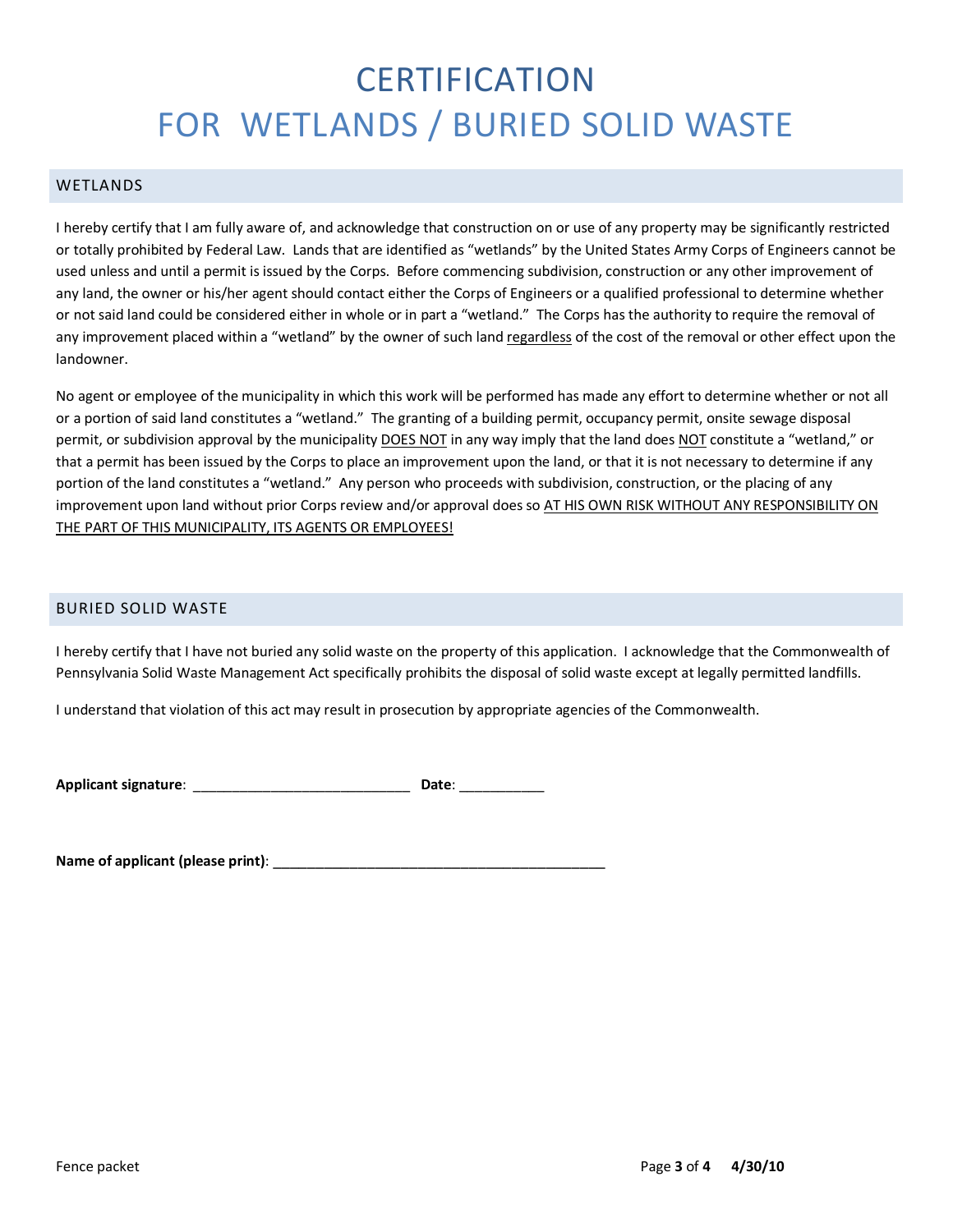# CERTIFICATION
# FOR WETLANDS / BURIED SOLID WASTE

## WETLANDS

I hereby certify that I am fully aware of, and acknowledge that construction on or use of any property may be significantly restricted or totally prohibited by Federal Law. Lands that are identified as "wetlands" by the United States Army Corps of Engineers cannot be used unless and until a permit is issued by the Corps. Before commencing subdivision, construction or any other improvement of any land, the owner or his/her agent should contact either the Corps of Engineers or a qualified professional to determine whether or not said land could be considered either in whole or in part a "wetland." The Corps has the authority to require the removal of any improvement placed within a "wetland" by the owner of such land <u>regardless</u> of the cost of the removal or other effect upon the landowner.

No agent or employee of the municipality in which this work will be performed has made any effort to determine whether or not all or a portion of said land constitutes a "wetland." The granting of a building permit, occupancy permit, onsite sewage disposal permit, or subdivision approval by the municipality <u>DOES NOT</u> in any way imply that the land does <u>NOT</u> constitute a "wetland," or that a permit has been issued by the Corps to place an improvement upon the land, or that it is not necessary to determine if any portion of the land constitutes a "wetland." Any person who proceeds with subdivision, construction, or the placing of any improvement upon land without prior Corps review and/or approval does so <u>AT HIS OWN RISK WITHOUT ANY RESPONSIBILITY ON THE PART OF THIS MUNICIPALITY, ITS AGENTS OR EMPLOYEES!</u>

## BURIED SOLID WASTE

I hereby certify that I have not buried any solid waste on the property of this application. I acknowledge that the Commonwealth of Pennsylvania Solid Waste Management Act specifically prohibits the disposal of solid waste except at legally permitted landfills.

I understand that violation of this act may result in prosecution by appropriate agencies of the Commonwealth.

**Applicant signature**: ____________________________ **Date**: ___________

**Name of applicant (please print)**: ___________________________________________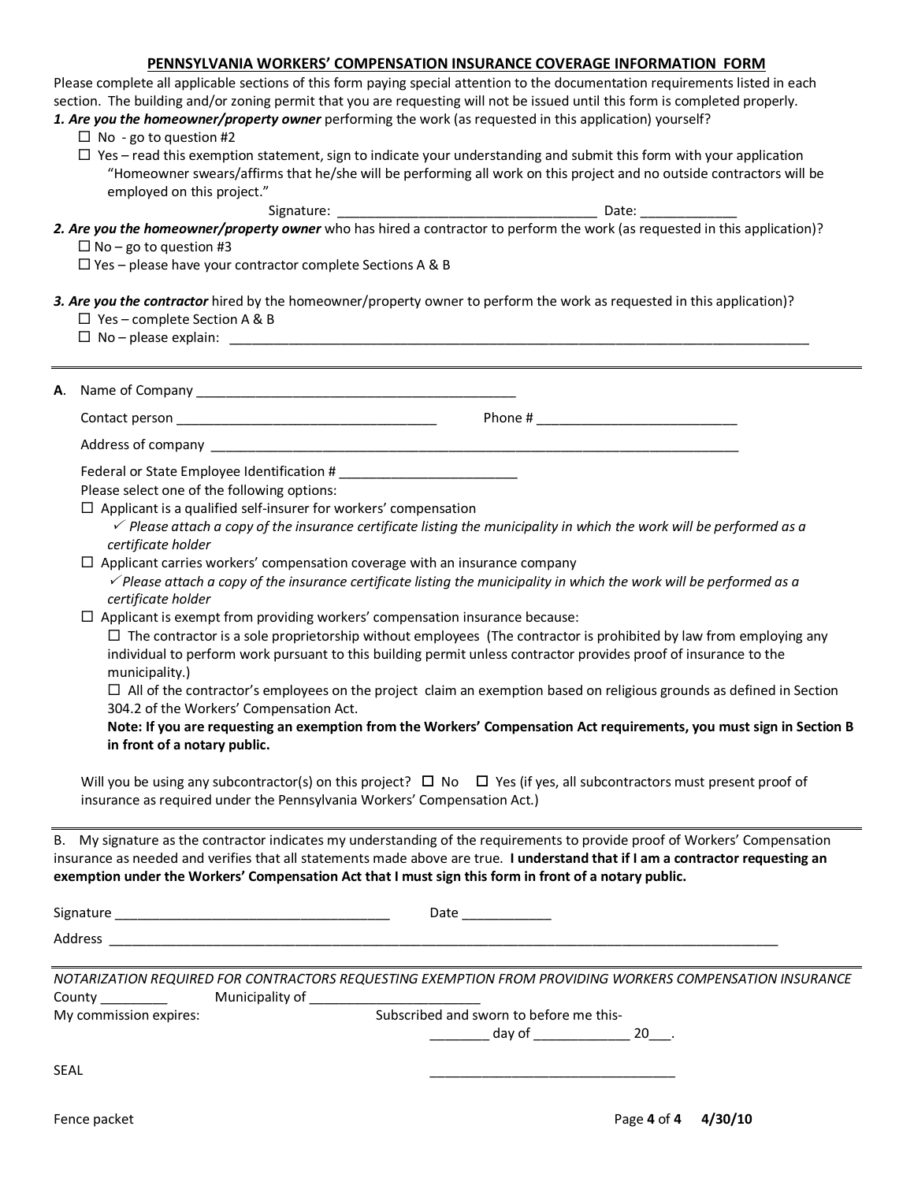## PENNSYLVANIA WORKERS' COMPENSATION INSURANCE COVERAGE INFORMATION FORM

Please complete all applicable sections of this form paying special attention to the documentation requirements listed in each section. The building and/or zoning permit that you are requesting will not be issued until this form is completed properly.

***1. Are you the homeowner/property owner*** performing the work (as requested in this application) yourself?

- ☐ No - go to question #2
- ☐ Yes – read this exemption statement, sign to indicate your understanding and submit this form with your application "Homeowner swears/affirms that he/she will be performing all work on this project and no outside contractors will be employed on this project."

Signature: ___________________________________ Date: _____________

***2. Are you the homeowner/property owner*** who has hired a contractor to perform the work (as requested in this application)?

- ☐ No – go to question #3
- ☐ Yes – please have your contractor complete Sections A & B

***3. Are you the contractor*** hired by the homeowner/property owner to perform the work as requested in this application)?

- ☐ Yes – complete Section A & B
- ☐ No – please explain: ___________________________________________________________________________________

---

**A**. Name of Company ____________________________________________

Contact person ___________________________________ Phone # ____________________________

Address of company ____________________________________________________________________________

Federal or State Employee Identification # ________________________

Please select one of the following options:

☐ Applicant is a qualified self-insurer for workers' compensation

✓ *Please attach a copy of the insurance certificate listing the municipality in which the work will be performed as a certificate holder*

☐ Applicant carries workers' compensation coverage with an insurance company

✓ *Please attach a copy of the insurance certificate listing the municipality in which the work will be performed as a certificate holder*

☐ Applicant is exempt from providing workers' compensation insurance because:

☐ The contractor is a sole proprietorship without employees (The contractor is prohibited by law from employing any individual to perform work pursuant to this building permit unless contractor provides proof of insurance to the municipality.)

☐ All of the contractor's employees on the project claim an exemption based on religious grounds as defined in Section 304.2 of the Workers' Compensation Act.

**Note: If you are requesting an exemption from the Workers' Compensation Act requirements, you must sign in Section B in front of a notary public.**

Will you be using any subcontractor(s) on this project? ☐ No ☐ Yes (if yes, all subcontractors must present proof of insurance as required under the Pennsylvania Workers' Compensation Act.)

---

B. My signature as the contractor indicates my understanding of the requirements to provide proof of Workers' Compensation insurance as needed and verifies that all statements made above are true. **I understand that if I am a contractor requesting an exemption under the Workers' Compensation Act that I must sign this form in front of a notary public.**

Signature _____________________________________ Date ____________

Address _____________________________________________________________________________________________

---

*NOTARIZATION REQUIRED FOR CONTRACTORS REQUESTING EXEMPTION FROM PROVIDING WORKERS COMPENSATION INSURANCE*

County _________ Municipality of _______________________

My commission expires:

Subscribed and sworn to before me this-

________ day of _____________ 20___.

SEAL

_________________________________

Fence packet 4/30/10